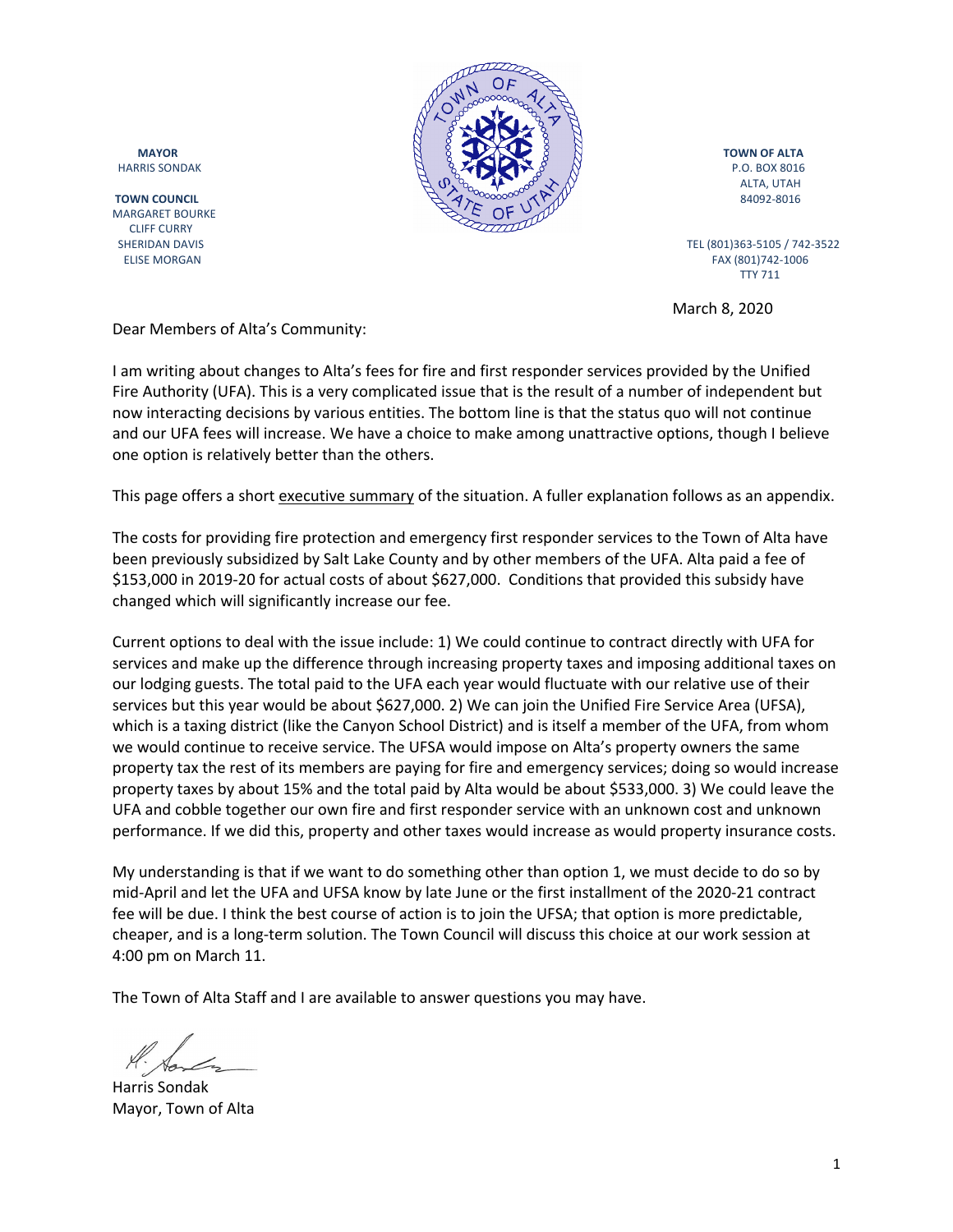**MAYOR**
HARRIS SONDAK

**TOWN COUNCIL**
MARGARET BOURKE
CLIFF CURRY
SHERIDAN DAVIS
ELISE MORGAN

**TOWN OF ALTA**
P.O. BOX 8016
ALTA, UTAH
84092-8016

TEL (801)363-5105 / 742-3522
FAX (801)742-1006
TTY 711

March 8, 2020

Dear Members of Alta's Community:

I am writing about changes to Alta's fees for fire and first responder services provided by the Unified Fire Authority (UFA). This is a very complicated issue that is the result of a number of independent but now interacting decisions by various entities. The bottom line is that the status quo will not continue and our UFA fees will increase. We have a choice to make among unattractive options, though I believe one option is relatively better than the others.

This page offers a short executive summary of the situation. A fuller explanation follows as an appendix.

The costs for providing fire protection and emergency first responder services to the Town of Alta have been previously subsidized by Salt Lake County and by other members of the UFA. Alta paid a fee of $153,000 in 2019-20 for actual costs of about $627,000. Conditions that provided this subsidy have changed which will significantly increase our fee.

Current options to deal with the issue include: 1) We could continue to contract directly with UFA for services and make up the difference through increasing property taxes and imposing additional taxes on our lodging guests. The total paid to the UFA each year would fluctuate with our relative use of their services but this year would be about $627,000. 2) We can join the Unified Fire Service Area (UFSA), which is a taxing district (like the Canyon School District) and is itself a member of the UFA, from whom we would continue to receive service. The UFSA would impose on Alta's property owners the same property tax the rest of its members are paying for fire and emergency services; doing so would increase property taxes by about 15% and the total paid by Alta would be about $533,000. 3) We could leave the UFA and cobble together our own fire and first responder service with an unknown cost and unknown performance. If we did this, property and other taxes would increase as would property insurance costs.

My understanding is that if we want to do something other than option 1, we must decide to do so by mid-April and let the UFA and UFSA know by late June or the first installment of the 2020-21 contract fee will be due. I think the best course of action is to join the UFSA; that option is more predictable, cheaper, and is a long-term solution. The Town Council will discuss this choice at our work session at 4:00 pm on March 11.

The Town of Alta Staff and I are available to answer questions you may have.

Harris Sondak
Mayor, Town of Alta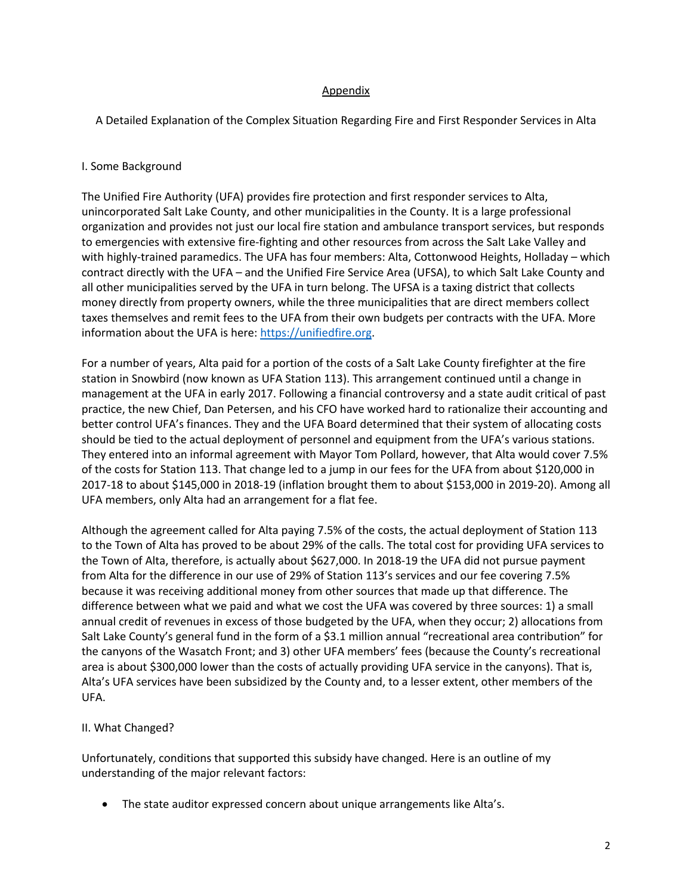## Appendix

A Detailed Explanation of the Complex Situation Regarding Fire and First Responder Services in Alta

### I. Some Background

The Unified Fire Authority (UFA) provides fire protection and first responder services to Alta, unincorporated Salt Lake County, and other municipalities in the County. It is a large professional organization and provides not just our local fire station and ambulance transport services, but responds to emergencies with extensive fire-fighting and other resources from across the Salt Lake Valley and with highly-trained paramedics. The UFA has four members: Alta, Cottonwood Heights, Holladay – which contract directly with the UFA – and the Unified Fire Service Area (UFSA), to which Salt Lake County and all other municipalities served by the UFA in turn belong. The UFSA is a taxing district that collects money directly from property owners, while the three municipalities that are direct members collect taxes themselves and remit fees to the UFA from their own budgets per contracts with the UFA. More information about the UFA is here: https://unifiedfire.org.

For a number of years, Alta paid for a portion of the costs of a Salt Lake County firefighter at the fire station in Snowbird (now known as UFA Station 113). This arrangement continued until a change in management at the UFA in early 2017. Following a financial controversy and a state audit critical of past practice, the new Chief, Dan Petersen, and his CFO have worked hard to rationalize their accounting and better control UFA's finances. They and the UFA Board determined that their system of allocating costs should be tied to the actual deployment of personnel and equipment from the UFA's various stations. They entered into an informal agreement with Mayor Tom Pollard, however, that Alta would cover 7.5% of the costs for Station 113. That change led to a jump in our fees for the UFA from about $120,000 in 2017-18 to about $145,000 in 2018-19 (inflation brought them to about $153,000 in 2019-20). Among all UFA members, only Alta had an arrangement for a flat fee.

Although the agreement called for Alta paying 7.5% of the costs, the actual deployment of Station 113 to the Town of Alta has proved to be about 29% of the calls. The total cost for providing UFA services to the Town of Alta, therefore, is actually about $627,000. In 2018-19 the UFA did not pursue payment from Alta for the difference in our use of 29% of Station 113's services and our fee covering 7.5% because it was receiving additional money from other sources that made up that difference. The difference between what we paid and what we cost the UFA was covered by three sources: 1) a small annual credit of revenues in excess of those budgeted by the UFA, when they occur; 2) allocations from Salt Lake County's general fund in the form of a $3.1 million annual "recreational area contribution" for the canyons of the Wasatch Front; and 3) other UFA members' fees (because the County's recreational area is about $300,000 lower than the costs of actually providing UFA service in the canyons). That is, Alta's UFA services have been subsidized by the County and, to a lesser extent, other members of the UFA.

### II. What Changed?

Unfortunately, conditions that supported this subsidy have changed. Here is an outline of my understanding of the major relevant factors:

- The state auditor expressed concern about unique arrangements like Alta's.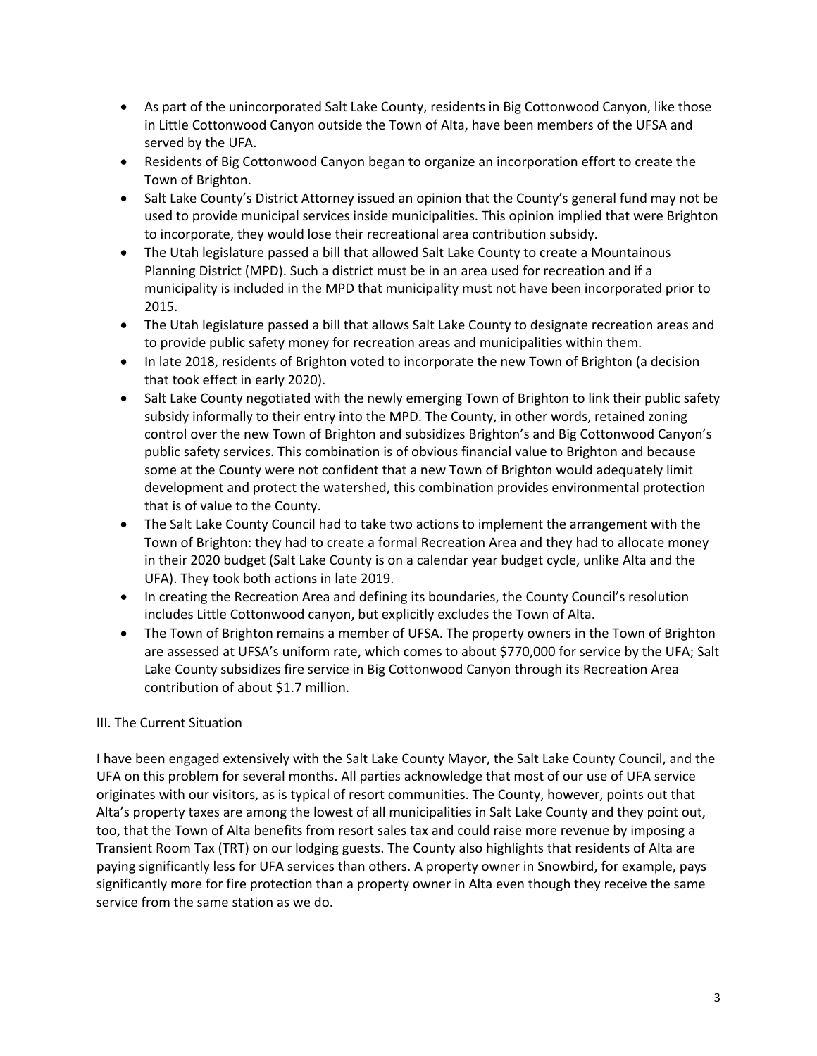- As part of the unincorporated Salt Lake County, residents in Big Cottonwood Canyon, like those in Little Cottonwood Canyon outside the Town of Alta, have been members of the UFSA and served by the UFA.
- Residents of Big Cottonwood Canyon began to organize an incorporation effort to create the Town of Brighton.
- Salt Lake County's District Attorney issued an opinion that the County's general fund may not be used to provide municipal services inside municipalities. This opinion implied that were Brighton to incorporate, they would lose their recreational area contribution subsidy.
- The Utah legislature passed a bill that allowed Salt Lake County to create a Mountainous Planning District (MPD). Such a district must be in an area used for recreation and if a municipality is included in the MPD that municipality must not have been incorporated prior to 2015.
- The Utah legislature passed a bill that allows Salt Lake County to designate recreation areas and to provide public safety money for recreation areas and municipalities within them.
- In late 2018, residents of Brighton voted to incorporate the new Town of Brighton (a decision that took effect in early 2020).
- Salt Lake County negotiated with the newly emerging Town of Brighton to link their public safety subsidy informally to their entry into the MPD. The County, in other words, retained zoning control over the new Town of Brighton and subsidizes Brighton's and Big Cottonwood Canyon's public safety services. This combination is of obvious financial value to Brighton and because some at the County were not confident that a new Town of Brighton would adequately limit development and protect the watershed, this combination provides environmental protection that is of value to the County.
- The Salt Lake County Council had to take two actions to implement the arrangement with the Town of Brighton: they had to create a formal Recreation Area and they had to allocate money in their 2020 budget (Salt Lake County is on a calendar year budget cycle, unlike Alta and the UFA). They took both actions in late 2019.
- In creating the Recreation Area and defining its boundaries, the County Council's resolution includes Little Cottonwood canyon, but explicitly excludes the Town of Alta.
- The Town of Brighton remains a member of UFSA. The property owners in the Town of Brighton are assessed at UFSA's uniform rate, which comes to about $770,000 for service by the UFA; Salt Lake County subsidizes fire service in Big Cottonwood Canyon through its Recreation Area contribution of about $1.7 million.

## III. The Current Situation

I have been engaged extensively with the Salt Lake County Mayor, the Salt Lake County Council, and the UFA on this problem for several months. All parties acknowledge that most of our use of UFA service originates with our visitors, as is typical of resort communities. The County, however, points out that Alta's property taxes are among the lowest of all municipalities in Salt Lake County and they point out, too, that the Town of Alta benefits from resort sales tax and could raise more revenue by imposing a Transient Room Tax (TRT) on our lodging guests. The County also highlights that residents of Alta are paying significantly less for UFA services than others. A property owner in Snowbird, for example, pays significantly more for fire protection than a property owner in Alta even though they receive the same service from the same station as we do.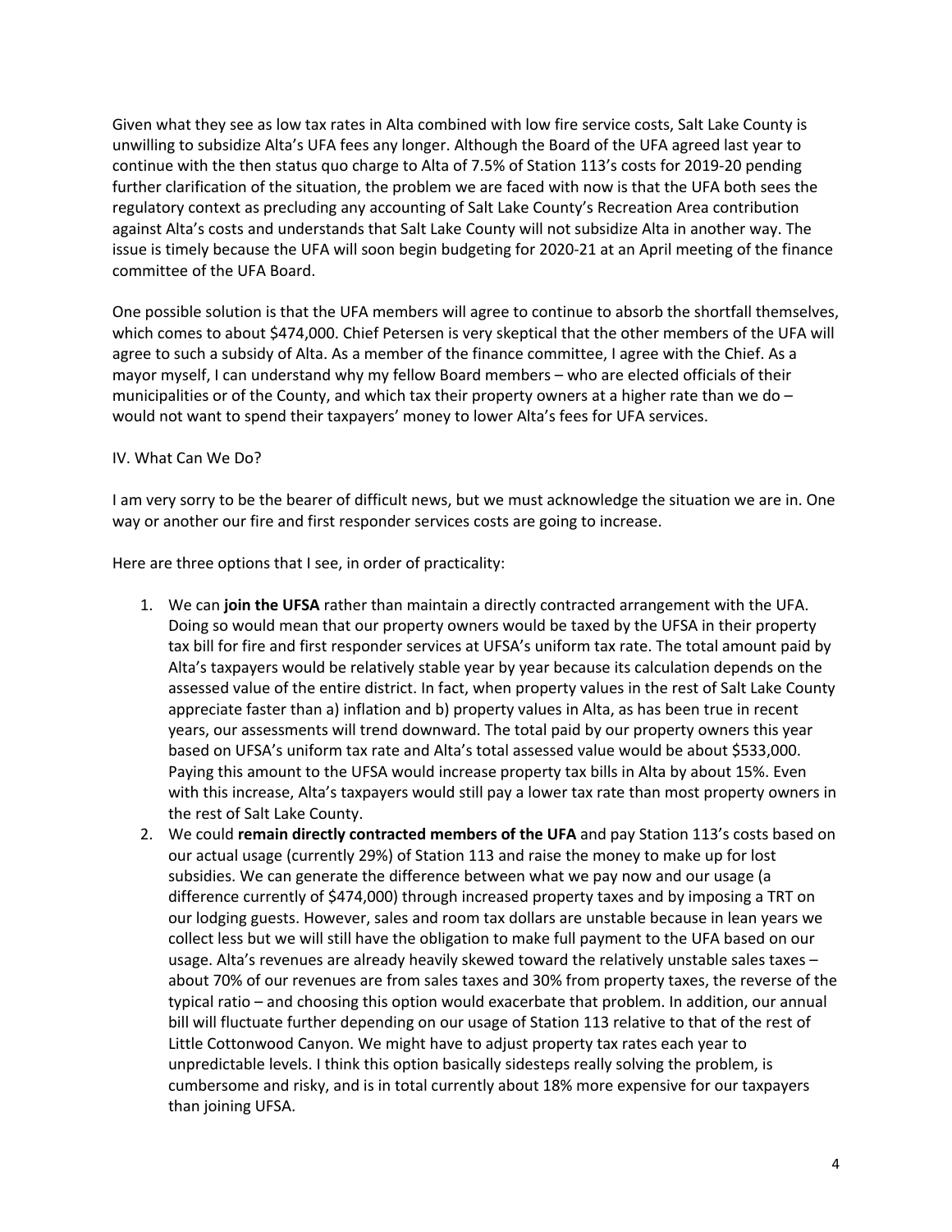Given what they see as low tax rates in Alta combined with low fire service costs, Salt Lake County is unwilling to subsidize Alta's UFA fees any longer. Although the Board of the UFA agreed last year to continue with the then status quo charge to Alta of 7.5% of Station 113's costs for 2019-20 pending further clarification of the situation, the problem we are faced with now is that the UFA both sees the regulatory context as precluding any accounting of Salt Lake County's Recreation Area contribution against Alta's costs and understands that Salt Lake County will not subsidize Alta in another way. The issue is timely because the UFA will soon begin budgeting for 2020-21 at an April meeting of the finance committee of the UFA Board.

One possible solution is that the UFA members will agree to continue to absorb the shortfall themselves, which comes to about $474,000. Chief Petersen is very skeptical that the other members of the UFA will agree to such a subsidy of Alta. As a member of the finance committee, I agree with the Chief. As a mayor myself, I can understand why my fellow Board members – who are elected officials of their municipalities or of the County, and which tax their property owners at a higher rate than we do – would not want to spend their taxpayers' money to lower Alta's fees for UFA services.

## IV. What Can We Do?

I am very sorry to be the bearer of difficult news, but we must acknowledge the situation we are in. One way or another our fire and first responder services costs are going to increase.

Here are three options that I see, in order of practicality:

1. We can **join the UFSA** rather than maintain a directly contracted arrangement with the UFA. Doing so would mean that our property owners would be taxed by the UFSA in their property tax bill for fire and first responder services at UFSA's uniform tax rate. The total amount paid by Alta's taxpayers would be relatively stable year by year because its calculation depends on the assessed value of the entire district. In fact, when property values in the rest of Salt Lake County appreciate faster than a) inflation and b) property values in Alta, as has been true in recent years, our assessments will trend downward. The total paid by our property owners this year based on UFSA's uniform tax rate and Alta's total assessed value would be about $533,000. Paying this amount to the UFSA would increase property tax bills in Alta by about 15%. Even with this increase, Alta's taxpayers would still pay a lower tax rate than most property owners in the rest of Salt Lake County.
2. We could **remain directly contracted members of the UFA** and pay Station 113's costs based on our actual usage (currently 29%) of Station 113 and raise the money to make up for lost subsidies. We can generate the difference between what we pay now and our usage (a difference currently of $474,000) through increased property taxes and by imposing a TRT on our lodging guests. However, sales and room tax dollars are unstable because in lean years we collect less but we will still have the obligation to make full payment to the UFA based on our usage. Alta's revenues are already heavily skewed toward the relatively unstable sales taxes – about 70% of our revenues are from sales taxes and 30% from property taxes, the reverse of the typical ratio – and choosing this option would exacerbate that problem. In addition, our annual bill will fluctuate further depending on our usage of Station 113 relative to that of the rest of Little Cottonwood Canyon. We might have to adjust property tax rates each year to unpredictable levels. I think this option basically sidesteps really solving the problem, is cumbersome and risky, and is in total currently about 18% more expensive for our taxpayers than joining UFSA.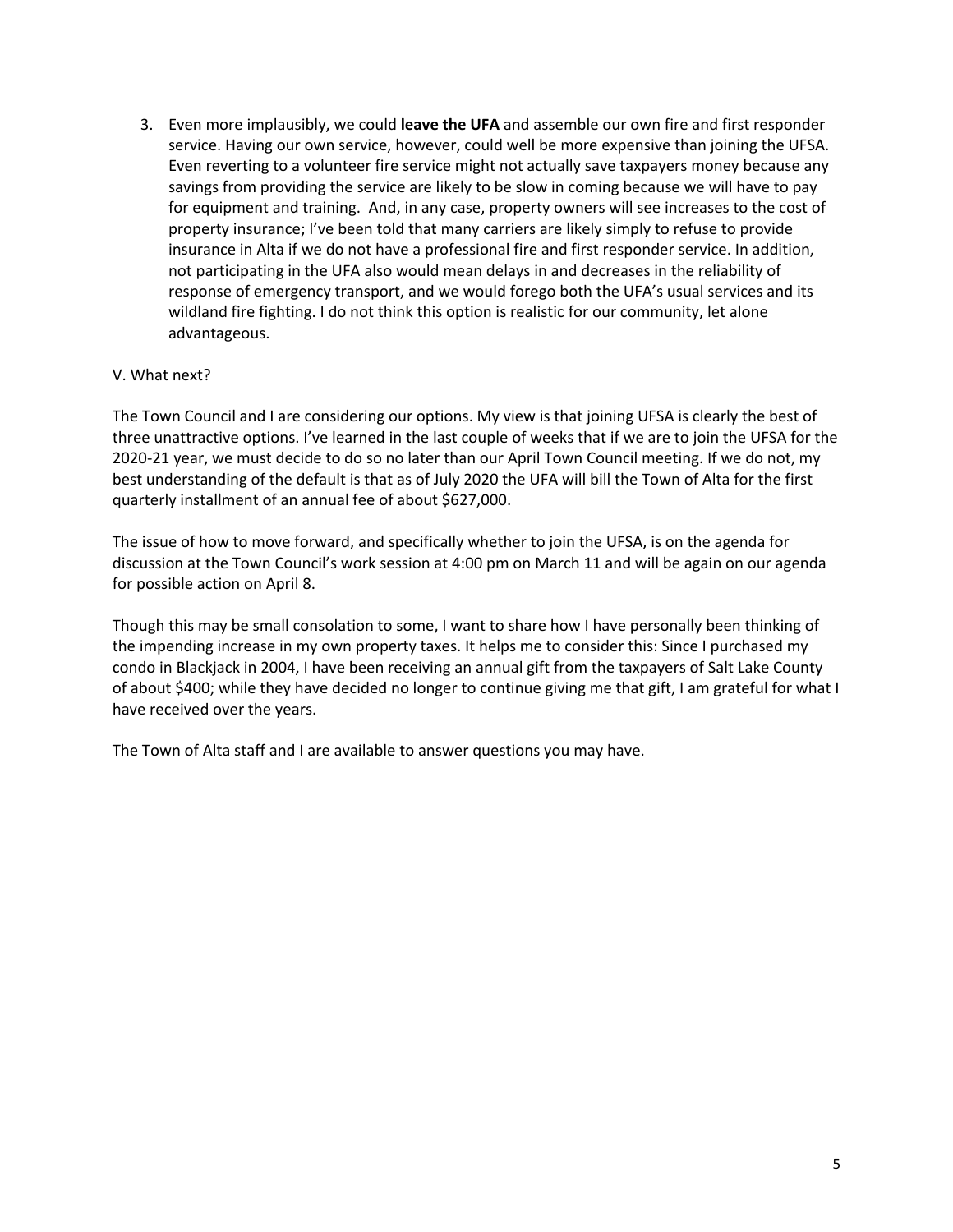3. Even more implausibly, we could **leave the UFA** and assemble our own fire and first responder service. Having our own service, however, could well be more expensive than joining the UFSA. Even reverting to a volunteer fire service might not actually save taxpayers money because any savings from providing the service are likely to be slow in coming because we will have to pay for equipment and training. And, in any case, property owners will see increases to the cost of property insurance; I've been told that many carriers are likely simply to refuse to provide insurance in Alta if we do not have a professional fire and first responder service. In addition, not participating in the UFA also would mean delays in and decreases in the reliability of response of emergency transport, and we would forego both the UFA's usual services and its wildland fire fighting. I do not think this option is realistic for our community, let alone advantageous.

## V. What next?

The Town Council and I are considering our options. My view is that joining UFSA is clearly the best of three unattractive options. I've learned in the last couple of weeks that if we are to join the UFSA for the 2020-21 year, we must decide to do so no later than our April Town Council meeting. If we do not, my best understanding of the default is that as of July 2020 the UFA will bill the Town of Alta for the first quarterly installment of an annual fee of about $627,000.

The issue of how to move forward, and specifically whether to join the UFSA, is on the agenda for discussion at the Town Council's work session at 4:00 pm on March 11 and will be again on our agenda for possible action on April 8.

Though this may be small consolation to some, I want to share how I have personally been thinking of the impending increase in my own property taxes. It helps me to consider this: Since I purchased my condo in Blackjack in 2004, I have been receiving an annual gift from the taxpayers of Salt Lake County of about $400; while they have decided no longer to continue giving me that gift, I am grateful for what I have received over the years.

The Town of Alta staff and I are available to answer questions you may have.